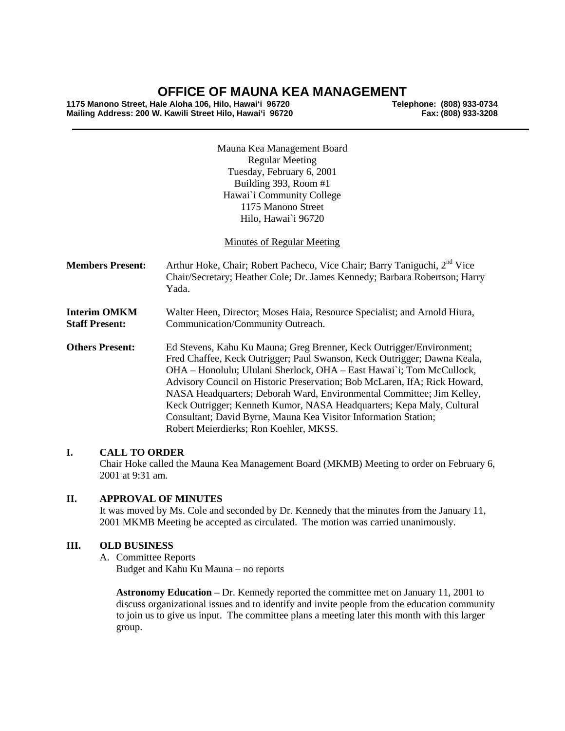# OFFICE OF MAUNA KEA MANAGEMENT

**1175 Manono Street, Hale Aloha 106, Hilo, Hawai'i 96720** **Telephone: (808) 933-0734**
**Mailing Address: 200 W. Kawili Street Hilo, Hawai'i 96720** **Fax: (808) 933-3208**

---

Mauna Kea Management Board
Regular Meeting
Tuesday, February 6, 2001
Building 393, Room #1
Hawai`i Community College
1175 Manono Street
Hilo, Hawai`i 96720

Minutes of Regular Meeting

**Members Present:** Arthur Hoke, Chair; Robert Pacheco, Vice Chair; Barry Taniguchi, 2nd Vice Chair/Secretary; Heather Cole; Dr. James Kennedy; Barbara Robertson; Harry Yada.

**Interim OMKM Staff Present:** Walter Heen, Director; Moses Haia, Resource Specialist; and Arnold Hiura, Communication/Community Outreach.

**Others Present:** Ed Stevens, Kahu Ku Mauna; Greg Brenner, Keck Outrigger/Environment; Fred Chaffee, Keck Outrigger; Paul Swanson, Keck Outrigger; Dawna Keala, OHA – Honolulu; Ululani Sherlock, OHA – East Hawai`i; Tom McCullock, Advisory Council on Historic Preservation; Bob McLaren, IfA; Rick Howard, NASA Headquarters; Deborah Ward, Environmental Committee; Jim Kelley, Keck Outrigger; Kenneth Kumor, NASA Headquarters; Kepa Maly, Cultural Consultant; David Byrne, Mauna Kea Visitor Information Station; Robert Meierdierks; Ron Koehler, MKSS.

## I. CALL TO ORDER

Chair Hoke called the Mauna Kea Management Board (MKMB) Meeting to order on February 6, 2001 at 9:31 am.

## II. APPROVAL OF MINUTES

It was moved by Ms. Cole and seconded by Dr. Kennedy that the minutes from the January 11, 2001 MKMB Meeting be accepted as circulated. The motion was carried unanimously.

## III. OLD BUSINESS

A. Committee Reports
Budget and Kahu Ku Mauna – no reports

**Astronomy Education** – Dr. Kennedy reported the committee met on January 11, 2001 to discuss organizational issues and to identify and invite people from the education community to join us to give us input. The committee plans a meeting later this month with this larger group.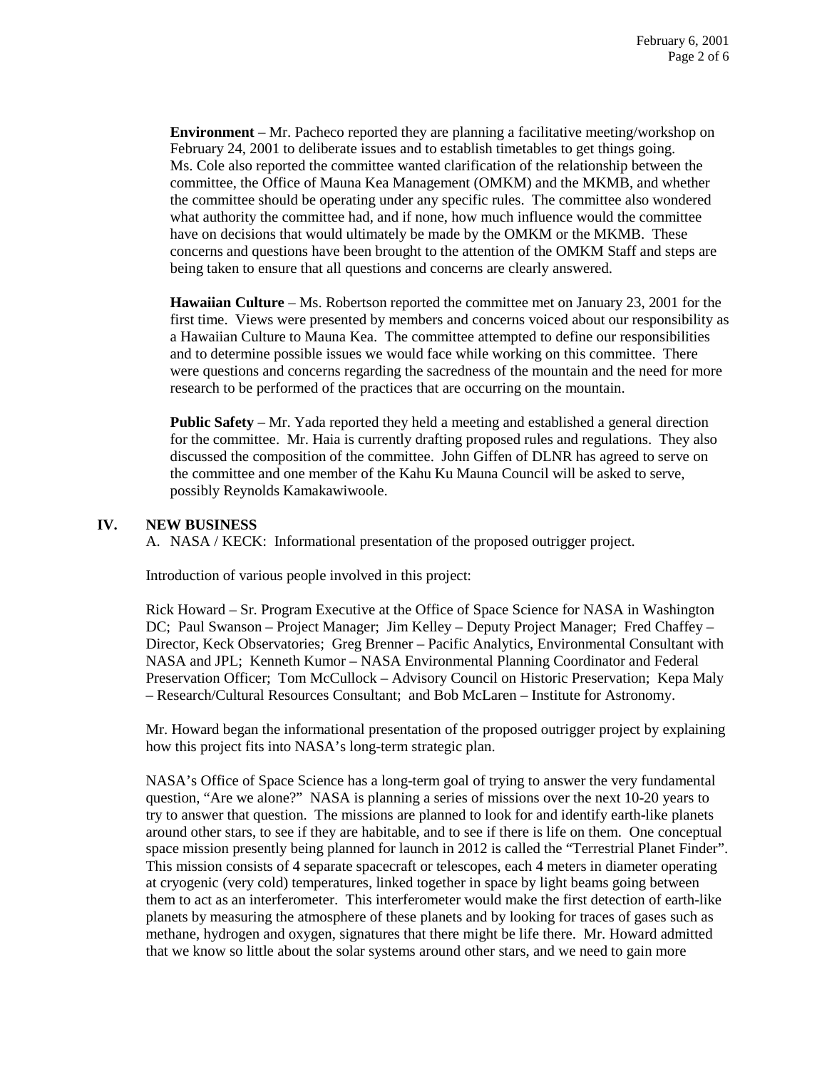**Environment** – Mr. Pacheco reported they are planning a facilitative meeting/workshop on February 24, 2001 to deliberate issues and to establish timetables to get things going. Ms. Cole also reported the committee wanted clarification of the relationship between the committee, the Office of Mauna Kea Management (OMKM) and the MKMB, and whether the committee should be operating under any specific rules. The committee also wondered what authority the committee had, and if none, how much influence would the committee have on decisions that would ultimately be made by the OMKM or the MKMB. These concerns and questions have been brought to the attention of the OMKM Staff and steps are being taken to ensure that all questions and concerns are clearly answered.

**Hawaiian Culture** – Ms. Robertson reported the committee met on January 23, 2001 for the first time. Views were presented by members and concerns voiced about our responsibility as a Hawaiian Culture to Mauna Kea. The committee attempted to define our responsibilities and to determine possible issues we would face while working on this committee. There were questions and concerns regarding the sacredness of the mountain and the need for more research to be performed of the practices that are occurring on the mountain.

**Public Safety** – Mr. Yada reported they held a meeting and established a general direction for the committee. Mr. Haia is currently drafting proposed rules and regulations. They also discussed the composition of the committee. John Giffen of DLNR has agreed to serve on the committee and one member of the Kahu Ku Mauna Council will be asked to serve, possibly Reynolds Kamakawiwoole.

## IV. NEW BUSINESS

A. NASA / KECK: Informational presentation of the proposed outrigger project.

Introduction of various people involved in this project:

Rick Howard – Sr. Program Executive at the Office of Space Science for NASA in Washington DC; Paul Swanson – Project Manager; Jim Kelley – Deputy Project Manager; Fred Chaffey – Director, Keck Observatories; Greg Brenner – Pacific Analytics, Environmental Consultant with NASA and JPL; Kenneth Kumor – NASA Environmental Planning Coordinator and Federal Preservation Officer; Tom McCullock – Advisory Council on Historic Preservation; Kepa Maly – Research/Cultural Resources Consultant; and Bob McLaren – Institute for Astronomy.

Mr. Howard began the informational presentation of the proposed outrigger project by explaining how this project fits into NASA's long-term strategic plan.

NASA's Office of Space Science has a long-term goal of trying to answer the very fundamental question, "Are we alone?" NASA is planning a series of missions over the next 10-20 years to try to answer that question. The missions are planned to look for and identify earth-like planets around other stars, to see if they are habitable, and to see if there is life on them. One conceptual space mission presently being planned for launch in 2012 is called the "Terrestrial Planet Finder". This mission consists of 4 separate spacecraft or telescopes, each 4 meters in diameter operating at cryogenic (very cold) temperatures, linked together in space by light beams going between them to act as an interferometer. This interferometer would make the first detection of earth-like planets by measuring the atmosphere of these planets and by looking for traces of gases such as methane, hydrogen and oxygen, signatures that there might be life there. Mr. Howard admitted that we know so little about the solar systems around other stars, and we need to gain more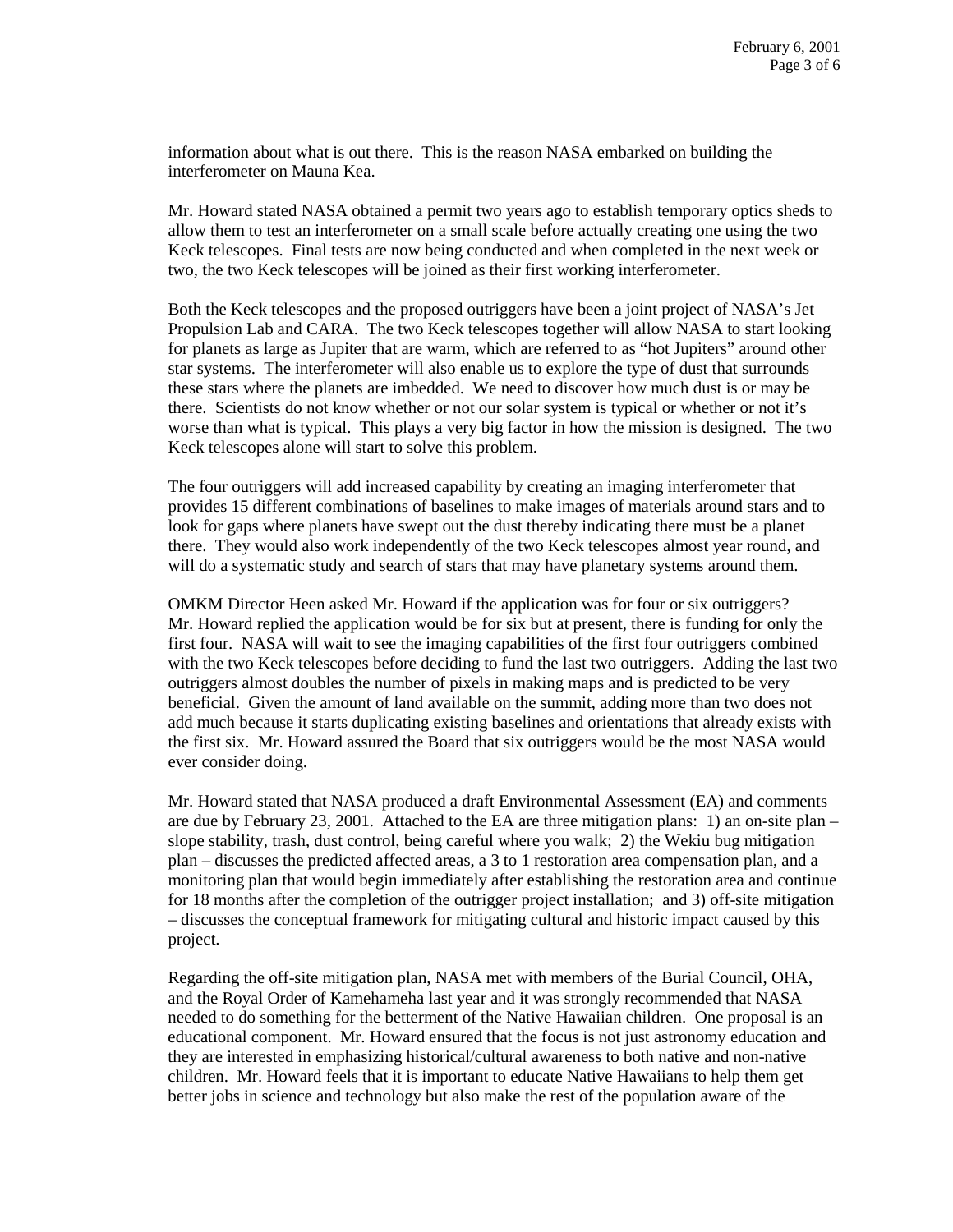information about what is out there. This is the reason NASA embarked on building the interferometer on Mauna Kea.

Mr. Howard stated NASA obtained a permit two years ago to establish temporary optics sheds to allow them to test an interferometer on a small scale before actually creating one using the two Keck telescopes. Final tests are now being conducted and when completed in the next week or two, the two Keck telescopes will be joined as their first working interferometer.

Both the Keck telescopes and the proposed outriggers have been a joint project of NASA's Jet Propulsion Lab and CARA. The two Keck telescopes together will allow NASA to start looking for planets as large as Jupiter that are warm, which are referred to as "hot Jupiters" around other star systems. The interferometer will also enable us to explore the type of dust that surrounds these stars where the planets are imbedded. We need to discover how much dust is or may be there. Scientists do not know whether or not our solar system is typical or whether or not it's worse than what is typical. This plays a very big factor in how the mission is designed. The two Keck telescopes alone will start to solve this problem.

The four outriggers will add increased capability by creating an imaging interferometer that provides 15 different combinations of baselines to make images of materials around stars and to look for gaps where planets have swept out the dust thereby indicating there must be a planet there. They would also work independently of the two Keck telescopes almost year round, and will do a systematic study and search of stars that may have planetary systems around them.

OMKM Director Heen asked Mr. Howard if the application was for four or six outriggers? Mr. Howard replied the application would be for six but at present, there is funding for only the first four. NASA will wait to see the imaging capabilities of the first four outriggers combined with the two Keck telescopes before deciding to fund the last two outriggers. Adding the last two outriggers almost doubles the number of pixels in making maps and is predicted to be very beneficial. Given the amount of land available on the summit, adding more than two does not add much because it starts duplicating existing baselines and orientations that already exists with the first six. Mr. Howard assured the Board that six outriggers would be the most NASA would ever consider doing.

Mr. Howard stated that NASA produced a draft Environmental Assessment (EA) and comments are due by February 23, 2001. Attached to the EA are three mitigation plans: 1) an on-site plan – slope stability, trash, dust control, being careful where you walk; 2) the Wekiu bug mitigation plan – discusses the predicted affected areas, a 3 to 1 restoration area compensation plan, and a monitoring plan that would begin immediately after establishing the restoration area and continue for 18 months after the completion of the outrigger project installation; and 3) off-site mitigation – discusses the conceptual framework for mitigating cultural and historic impact caused by this project.

Regarding the off-site mitigation plan, NASA met with members of the Burial Council, OHA, and the Royal Order of Kamehameha last year and it was strongly recommended that NASA needed to do something for the betterment of the Native Hawaiian children. One proposal is an educational component. Mr. Howard ensured that the focus is not just astronomy education and they are interested in emphasizing historical/cultural awareness to both native and non-native children. Mr. Howard feels that it is important to educate Native Hawaiians to help them get better jobs in science and technology but also make the rest of the population aware of the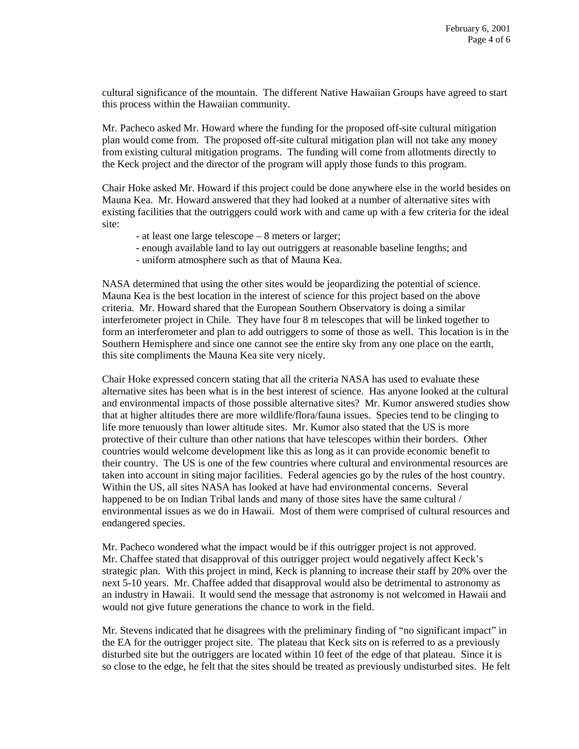cultural significance of the mountain. The different Native Hawaiian Groups have agreed to start this process within the Hawaiian community.

Mr. Pacheco asked Mr. Howard where the funding for the proposed off-site cultural mitigation plan would come from. The proposed off-site cultural mitigation plan will not take any money from existing cultural mitigation programs. The funding will come from allotments directly to the Keck project and the director of the program will apply those funds to this program.

Chair Hoke asked Mr. Howard if this project could be done anywhere else in the world besides on Mauna Kea. Mr. Howard answered that they had looked at a number of alternative sites with existing facilities that the outriggers could work with and came up with a few criteria for the ideal site:

- at least one large telescope – 8 meters or larger;
- enough available land to lay out outriggers at reasonable baseline lengths; and
- uniform atmosphere such as that of Mauna Kea.

NASA determined that using the other sites would be jeopardizing the potential of science. Mauna Kea is the best location in the interest of science for this project based on the above criteria. Mr. Howard shared that the European Southern Observatory is doing a similar interferometer project in Chile. They have four 8 m telescopes that will be linked together to form an interferometer and plan to add outriggers to some of those as well. This location is in the Southern Hemisphere and since one cannot see the entire sky from any one place on the earth, this site compliments the Mauna Kea site very nicely.

Chair Hoke expressed concern stating that all the criteria NASA has used to evaluate these alternative sites has been what is in the best interest of science. Has anyone looked at the cultural and environmental impacts of those possible alternative sites? Mr. Kumor answered studies show that at higher altitudes there are more wildlife/flora/fauna issues. Species tend to be clinging to life more tenuously than lower altitude sites. Mr. Kumor also stated that the US is more protective of their culture than other nations that have telescopes within their borders. Other countries would welcome development like this as long as it can provide economic benefit to their country. The US is one of the few countries where cultural and environmental resources are taken into account in siting major facilities. Federal agencies go by the rules of the host country. Within the US, all sites NASA has looked at have had environmental concerns. Several happened to be on Indian Tribal lands and many of those sites have the same cultural / environmental issues as we do in Hawaii. Most of them were comprised of cultural resources and endangered species.

Mr. Pacheco wondered what the impact would be if this outrigger project is not approved. Mr. Chaffee stated that disapproval of this outrigger project would negatively affect Keck's strategic plan. With this project in mind, Keck is planning to increase their staff by 20% over the next 5-10 years. Mr. Chaffee added that disapproval would also be detrimental to astronomy as an industry in Hawaii. It would send the message that astronomy is not welcomed in Hawaii and would not give future generations the chance to work in the field.

Mr. Stevens indicated that he disagrees with the preliminary finding of "no significant impact" in the EA for the outrigger project site. The plateau that Keck sits on is referred to as a previously disturbed site but the outriggers are located within 10 feet of the edge of that plateau. Since it is so close to the edge, he felt that the sites should be treated as previously undisturbed sites. He felt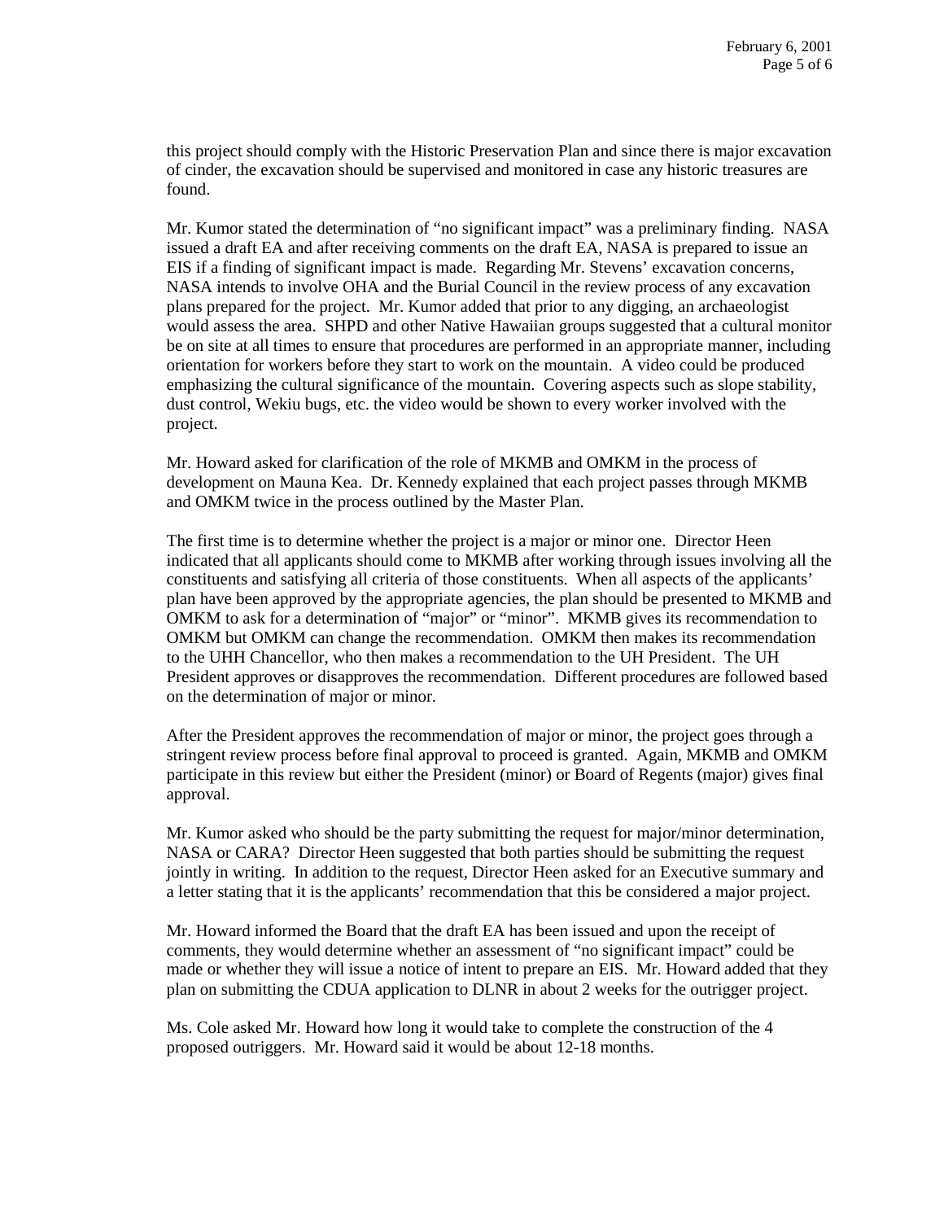this project should comply with the Historic Preservation Plan and since there is major excavation of cinder, the excavation should be supervised and monitored in case any historic treasures are found.

Mr. Kumor stated the determination of "no significant impact" was a preliminary finding. NASA issued a draft EA and after receiving comments on the draft EA, NASA is prepared to issue an EIS if a finding of significant impact is made. Regarding Mr. Stevens' excavation concerns, NASA intends to involve OHA and the Burial Council in the review process of any excavation plans prepared for the project. Mr. Kumor added that prior to any digging, an archaeologist would assess the area. SHPD and other Native Hawaiian groups suggested that a cultural monitor be on site at all times to ensure that procedures are performed in an appropriate manner, including orientation for workers before they start to work on the mountain. A video could be produced emphasizing the cultural significance of the mountain. Covering aspects such as slope stability, dust control, Wekiu bugs, etc. the video would be shown to every worker involved with the project.

Mr. Howard asked for clarification of the role of MKMB and OMKM in the process of development on Mauna Kea. Dr. Kennedy explained that each project passes through MKMB and OMKM twice in the process outlined by the Master Plan.

The first time is to determine whether the project is a major or minor one. Director Heen indicated that all applicants should come to MKMB after working through issues involving all the constituents and satisfying all criteria of those constituents. When all aspects of the applicants' plan have been approved by the appropriate agencies, the plan should be presented to MKMB and OMKM to ask for a determination of "major" or "minor". MKMB gives its recommendation to OMKM but OMKM can change the recommendation. OMKM then makes its recommendation to the UHH Chancellor, who then makes a recommendation to the UH President. The UH President approves or disapproves the recommendation. Different procedures are followed based on the determination of major or minor.

After the President approves the recommendation of major or minor, the project goes through a stringent review process before final approval to proceed is granted. Again, MKMB and OMKM participate in this review but either the President (minor) or Board of Regents (major) gives final approval.

Mr. Kumor asked who should be the party submitting the request for major/minor determination, NASA or CARA? Director Heen suggested that both parties should be submitting the request jointly in writing. In addition to the request, Director Heen asked for an Executive summary and a letter stating that it is the applicants' recommendation that this be considered a major project.

Mr. Howard informed the Board that the draft EA has been issued and upon the receipt of comments, they would determine whether an assessment of "no significant impact" could be made or whether they will issue a notice of intent to prepare an EIS. Mr. Howard added that they plan on submitting the CDUA application to DLNR in about 2 weeks for the outrigger project.

Ms. Cole asked Mr. Howard how long it would take to complete the construction of the 4 proposed outriggers. Mr. Howard said it would be about 12-18 months.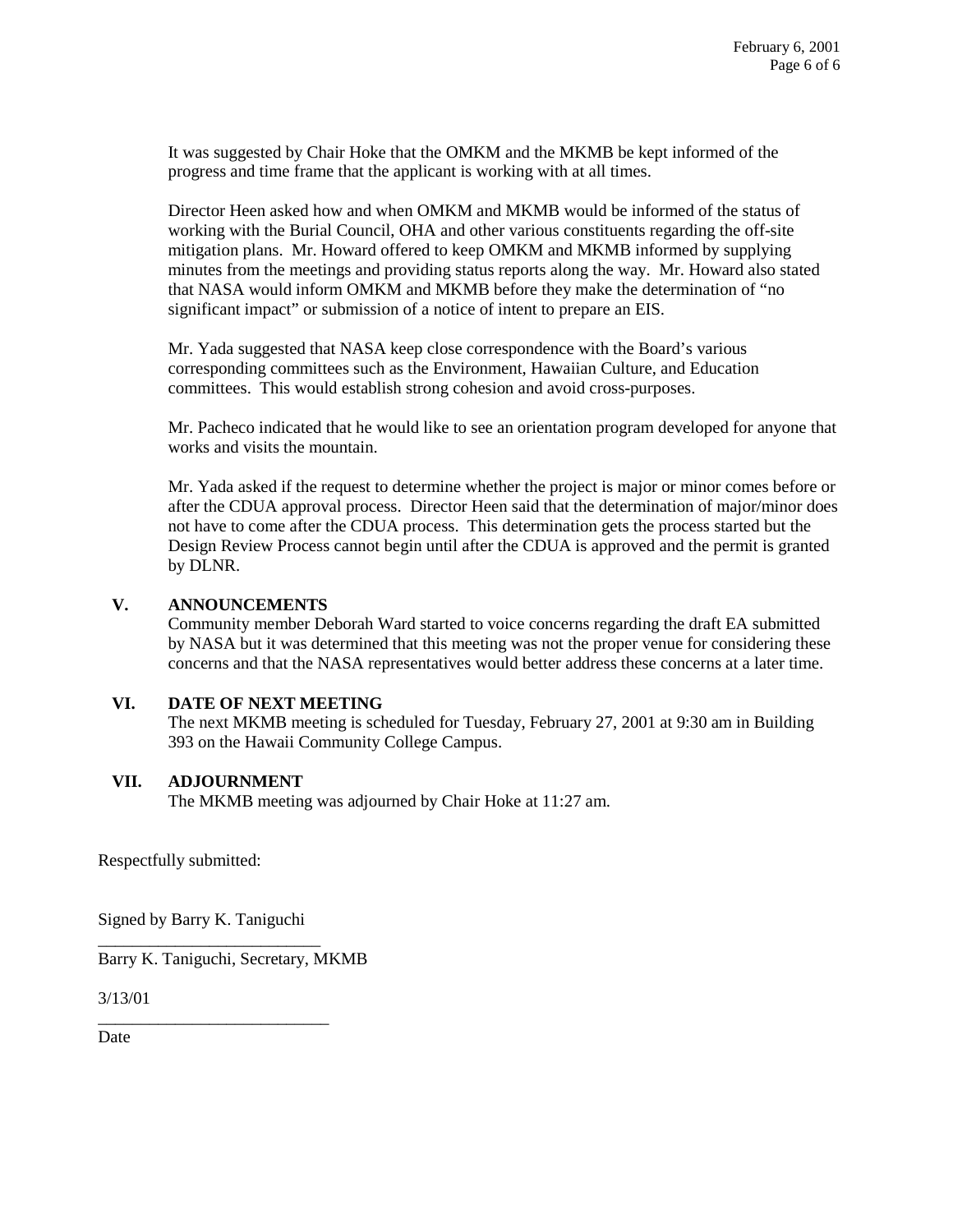It was suggested by Chair Hoke that the OMKM and the MKMB be kept informed of the progress and time frame that the applicant is working with at all times.

Director Heen asked how and when OMKM and MKMB would be informed of the status of working with the Burial Council, OHA and other various constituents regarding the off-site mitigation plans. Mr. Howard offered to keep OMKM and MKMB informed by supplying minutes from the meetings and providing status reports along the way. Mr. Howard also stated that NASA would inform OMKM and MKMB before they make the determination of "no significant impact" or submission of a notice of intent to prepare an EIS.

Mr. Yada suggested that NASA keep close correspondence with the Board's various corresponding committees such as the Environment, Hawaiian Culture, and Education committees. This would establish strong cohesion and avoid cross-purposes.

Mr. Pacheco indicated that he would like to see an orientation program developed for anyone that works and visits the mountain.

Mr. Yada asked if the request to determine whether the project is major or minor comes before or after the CDUA approval process. Director Heen said that the determination of major/minor does not have to come after the CDUA process. This determination gets the process started but the Design Review Process cannot begin until after the CDUA is approved and the permit is granted by DLNR.

## V. ANNOUNCEMENTS

Community member Deborah Ward started to voice concerns regarding the draft EA submitted by NASA but it was determined that this meeting was not the proper venue for considering these concerns and that the NASA representatives would better address these concerns at a later time.

## VI. DATE OF NEXT MEETING

The next MKMB meeting is scheduled for Tuesday, February 27, 2001 at 9:30 am in Building 393 on the Hawaii Community College Campus.

## VII. ADJOURNMENT

The MKMB meeting was adjourned by Chair Hoke at 11:27 am.

Respectfully submitted:

Signed by Barry K. Taniguchi

___________________________

Barry K. Taniguchi, Secretary, MKMB

3/13/01

___________________________

Date